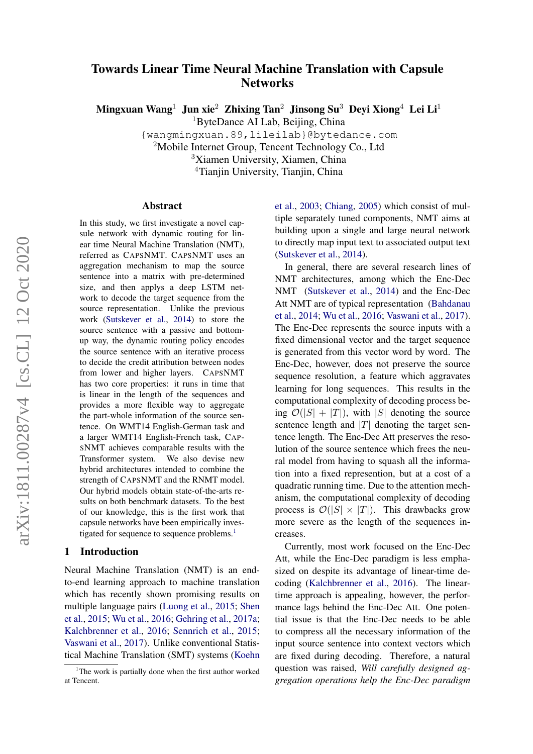# Towards Linear Time Neural Machine Translation with Capsule Networks

**Mingxuan Wang**[1] **Jun xie**[2] **Zhixing Tan**[2] **Jinsong Su**[3] **Deyi Xiong**[4] **Lei Li**[1]

[1]ByteDance AI Lab, Beijing, China

{wangmingxuan.89,lileilab}@bytedance.com

[2]Mobile Internet Group, Tencent Technology Co., Ltd

[3]Xiamen University, Xiamen, China

[4]Tianjin University, Tianjin, China

## Abstract

In this study, we first investigate a novel capsule network with dynamic routing for linear time Neural Machine Translation (NMT), referred as CapsNMT. CapsNMT uses an aggregation mechanism to map the source sentence into a matrix with pre-determined size, and then applys a deep LSTM network to decode the target sequence from the source representation. Unlike the previous work (Sutskever et al., 2014) to store the source sentence with a passive and bottom-up way, the dynamic routing policy encodes the source sentence with an iterative process to decide the credit attribution between nodes from lower and higher layers. CapsNMT has two core properties: it runs in time that is linear in the length of the sequences and provides a more flexible way to aggregate the part-whole information of the source sentence. On WMT14 English-German task and a larger WMT14 English-French task, CapsNMT achieves comparable results with the Transformer system. We also devise new hybrid architectures intended to combine the strength of CapsNMT and the RNMT model. Our hybrid models obtain state-of-the-arts results on both benchmark datasets. To the best of our knowledge, this is the first work that capsule networks have been empirically investigated for sequence to sequence problems.[1]

## 1 Introduction

Neural Machine Translation (NMT) is an end-to-end learning approach to machine translation which has recently shown promising results on multiple language pairs (Luong et al., 2015; Shen et al., 2015; Wu et al., 2016; Gehring et al., 2017a; Kalchbrenner et al., 2016; Sennrich et al., 2015; Vaswani et al., 2017). Unlike conventional Statistical Machine Translation (SMT) systems (Koehn et al., 2003; Chiang, 2005) which consist of multiple separately tuned components, NMT aims at building upon a single and large neural network to directly map input text to associated output text (Sutskever et al., 2014).

In general, there are several research lines of NMT architectures, among which the Enc-Dec NMT (Sutskever et al., 2014) and the Enc-Dec Att NMT are of typical representation (Bahdanau et al., 2014; Wu et al., 2016; Vaswani et al., 2017). The Enc-Dec represents the source inputs with a fixed dimensional vector and the target sequence is generated from this vector word by word. The Enc-Dec, however, does not preserve the source sequence resolution, a feature which aggravates learning for long sequences. This results in the computational complexity of decoding process being $\mathcal{O}(|S| + |T|)$, with $|S|$ denoting the source sentence length and $|T|$ denoting the target sentence length. The Enc-Dec Att preserves the resolution of the source sentence which frees the neural model from having to squash all the information into a fixed represention, but at a cost of a quadratic running time. Due to the attention mechanism, the computational complexity of decoding process is $\mathcal{O}(|S| \times |T|)$. This drawbacks grow more severe as the length of the sequences increases.

Currently, most work focused on the Enc-Dec Att, while the Enc-Dec paradigm is less emphasized on despite its advantage of linear-time decoding (Kalchbrenner et al., 2016). The linear-time approach is appealing, however, the performance lags behind the Enc-Dec Att. One potential issue is that the Enc-Dec needs to be able to compress all the necessary information of the input source sentence into context vectors which are fixed during decoding. Therefore, a natural question was raised, *Will carefully designed aggregation operations help the Enc-Dec paradigm*

[1]The work is partially done when the first author worked at Tencent.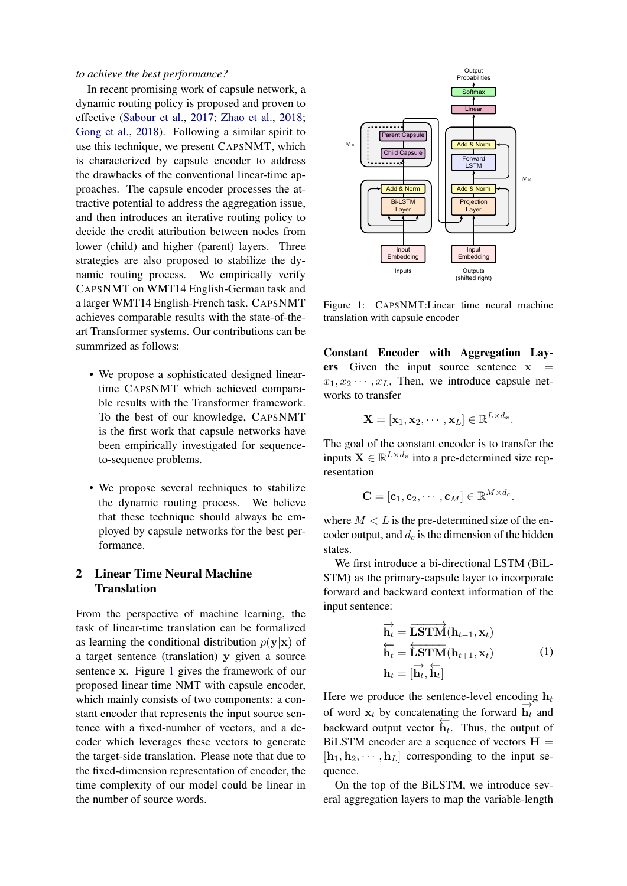*to achieve the best performance?*

In recent promising work of capsule network, a dynamic routing policy is proposed and proven to effective (Sabour et al., 2017; Zhao et al., 2018; Gong et al., 2018). Following a similar spirit to use this technique, we present CapsNMT, which is characterized by capsule encoder to address the drawbacks of the conventional linear-time approaches. The capsule encoder processes the attractive potential to address the aggregation issue, and then introduces an iterative routing policy to decide the credit attribution between nodes from lower (child) and higher (parent) layers. Three strategies are also proposed to stabilize the dynamic routing process. We empirically verify CapsNMT on WMT14 English-German task and a larger WMT14 English-French task. CapsNMT achieves comparable results with the state-of-the-art Transformer systems. Our contributions can be summrized as follows:

- We propose a sophisticated designed linear-time CapsNMT which achieved comparable results with the Transformer framework. To the best of our knowledge, CapsNMT is the first work that capsule networks have been empirically investigated for sequence-to-sequence problems.
- We propose several techniques to stabilize the dynamic routing process. We believe that these technique should always be employed by capsule networks for the best performance.

## 2 Linear Time Neural Machine Translation

From the perspective of machine learning, the task of linear-time translation can be formalized as learning the conditional distribution $p(\mathbf{y}|\mathbf{x})$ of a target sentence (translation) $\mathbf{y}$ given a source sentence $\mathbf{x}$. Figure 1 gives the framework of our proposed linear time NMT with capsule encoder, which mainly consists of two components: a constant encoder that represents the input source sentence with a fixed-number of vectors, and a decoder which leverages these vectors to generate the target-side translation. Please note that due to the fixed-dimension representation of encoder, the time complexity of our model could be linear in the number of source words.

Figure 1: CapsNMT:Linear time neural machine translation with capsule encoder

**Constant Encoder with Aggregation Layers** Given the input source sentence $\mathbf{x} = x_1, x_2 \cdots, x_L$, Then, we introduce capsule networks to transfer

$$\mathbf{X} = [\mathbf{x}_1, \mathbf{x}_2, \cdots, \mathbf{x}_L] \in \mathbb{R}^{L \times d_x}.$$

The goal of the constant encoder is to transfer the inputs $\mathbf{X} \in \mathbb{R}^{L \times d_v}$ into a pre-determined size representation

$$\mathbf{C} = [\mathbf{c}_1, \mathbf{c}_2, \cdots, \mathbf{c}_M] \in \mathbb{R}^{M \times d_c}.$$

where $M < L$ is the pre-determined size of the encoder output, and $d_c$ is the dimension of the hidden states.

We first introduce a bi-directional LSTM (BiLSTM) as the primary-capsule layer to incorporate forward and backward context information of the input sentence:

$$\begin{aligned}
\overrightarrow{\mathbf{h}_t} &= \overrightarrow{\mathbf{LSTM}}(\mathbf{h}_{t-1}, \mathbf{x}_t) \\
\overleftarrow{\mathbf{h}_t} &= \overleftarrow{\mathbf{LSTM}}(\mathbf{h}_{t+1}, \mathbf{x}_t) \\
\mathbf{h}_t &= [\overrightarrow{\mathbf{h}_t}, \overleftarrow{\mathbf{h}_t}]
\end{aligned} \tag{1}$$

Here we produce the sentence-level encoding $\mathbf{h}_t$ of word $\mathbf{x}_t$ by concatenating the forward $\overrightarrow{\mathbf{h}_t}$ and backward output vector $\overleftarrow{\mathbf{h}_t}$. Thus, the output of BiLSTM encoder are a sequence of vectors $\mathbf{H} = [\mathbf{h}_1, \mathbf{h}_2, \cdots, \mathbf{h}_L]$ corresponding to the input sequence.

On the top of the BiLSTM, we introduce several aggregation layers to map the variable-length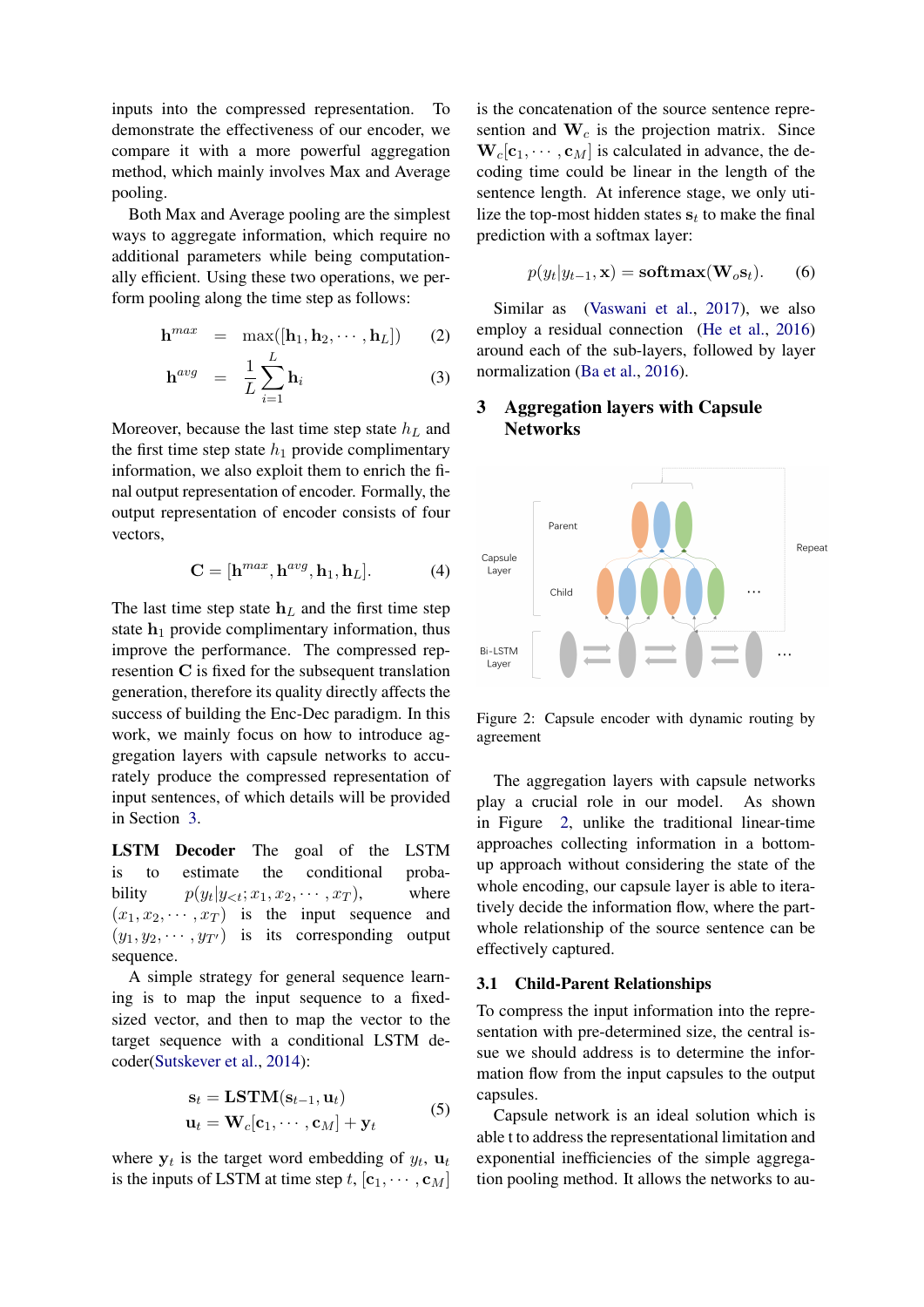inputs into the compressed representation. To demonstrate the effectiveness of our encoder, we compare it with a more powerful aggregation method, which mainly involves Max and Average pooling.

Both Max and Average pooling are the simplest ways to aggregate information, which require no additional parameters while being computationally efficient. Using these two operations, we perform pooling along the time step as follows:

$$\mathbf{h}^{max} = \max([\mathbf{h}_1, \mathbf{h}_2, \cdots, \mathbf{h}_L]) \tag{2}$$

$$\mathbf{h}^{avg} = \frac{1}{L}\sum_{i=1}^{L}\mathbf{h}_i \tag{3}$$

Moreover, because the last time step state $h_L$ and the first time step state $h_1$ provide complimentary information, we also exploit them to enrich the final output representation of encoder. Formally, the output representation of encoder consists of four vectors,

$$\mathbf{C} = [\mathbf{h}^{max}, \mathbf{h}^{avg}, \mathbf{h}_1, \mathbf{h}_L]. \tag{4}$$

The last time step state $\mathbf{h}_L$ and the first time step state $\mathbf{h}_1$ provide complimentary information, thus improve the performance. The compressed represention $\mathbf{C}$ is fixed for the subsequent translation generation, therefore its quality directly affects the success of building the Enc-Dec paradigm. In this work, we mainly focus on how to introduce aggregation layers with capsule networks to accurately produce the compressed representation of input sentences, of which details will be provided in Section 3.

**LSTM Decoder** The goal of the LSTM is to estimate the conditional probability $p(y_t|y_{<t}; x_1, x_2, \cdots, x_T)$, where $(x_1, x_2, \cdots, x_T)$ is the input sequence and $(y_1, y_2, \cdots, y_{T'})$ is its corresponding output sequence.

A simple strategy for general sequence learning is to map the input sequence to a fixed-sized vector, and then to map the vector to the target sequence with a conditional LSTM decoder(Sutskever et al., 2014):

$$\begin{aligned} \mathbf{s}_t &= \mathbf{LSTM}(\mathbf{s}_{t-1}, \mathbf{u}_t) \\ \mathbf{u}_t &= \mathbf{W}_c[\mathbf{c}_1, \cdots, \mathbf{c}_M] + \mathbf{y}_t \end{aligned} \tag{5}$$

where $\mathbf{y}_t$ is the target word embedding of $y_t$, $\mathbf{u}_t$ is the inputs of LSTM at time step $t$, $[\mathbf{c}_1, \cdots, \mathbf{c}_M]$ is the concatenation of the source sentence represention and $\mathbf{W}_c$ is the projection matrix. Since $\mathbf{W}_c[\mathbf{c}_1, \cdots, \mathbf{c}_M]$ is calculated in advance, the decoding time could be linear in the length of the sentence length. At inference stage, we only utilize the top-most hidden states $\mathbf{s}_t$ to make the final prediction with a softmax layer:

$$p(y_t|y_{t-1}, \mathbf{x}) = \mathbf{softmax}(\mathbf{W}_o\mathbf{s}_t). \tag{6}$$

Similar as (Vaswani et al., 2017), we also employ a residual connection (He et al., 2016) around each of the sub-layers, followed by layer normalization (Ba et al., 2016).

## 3 Aggregation layers with Capsule Networks

Figure 2: Capsule encoder with dynamic routing by agreement

The aggregation layers with capsule networks play a crucial role in our model. As shown in Figure 2, unlike the traditional linear-time approaches collecting information in a bottom-up approach without considering the state of the whole encoding, our capsule layer is able to iteratively decide the information flow, where the part-whole relationship of the source sentence can be effectively captured.

### 3.1 Child-Parent Relationships

To compress the input information into the representation with pre-determined size, the central issue we should address is to determine the information flow from the input capsules to the output capsules.

Capsule network is an ideal solution which is able t to address the representational limitation and exponential inefficiencies of the simple aggregation pooling method. It allows the networks to au-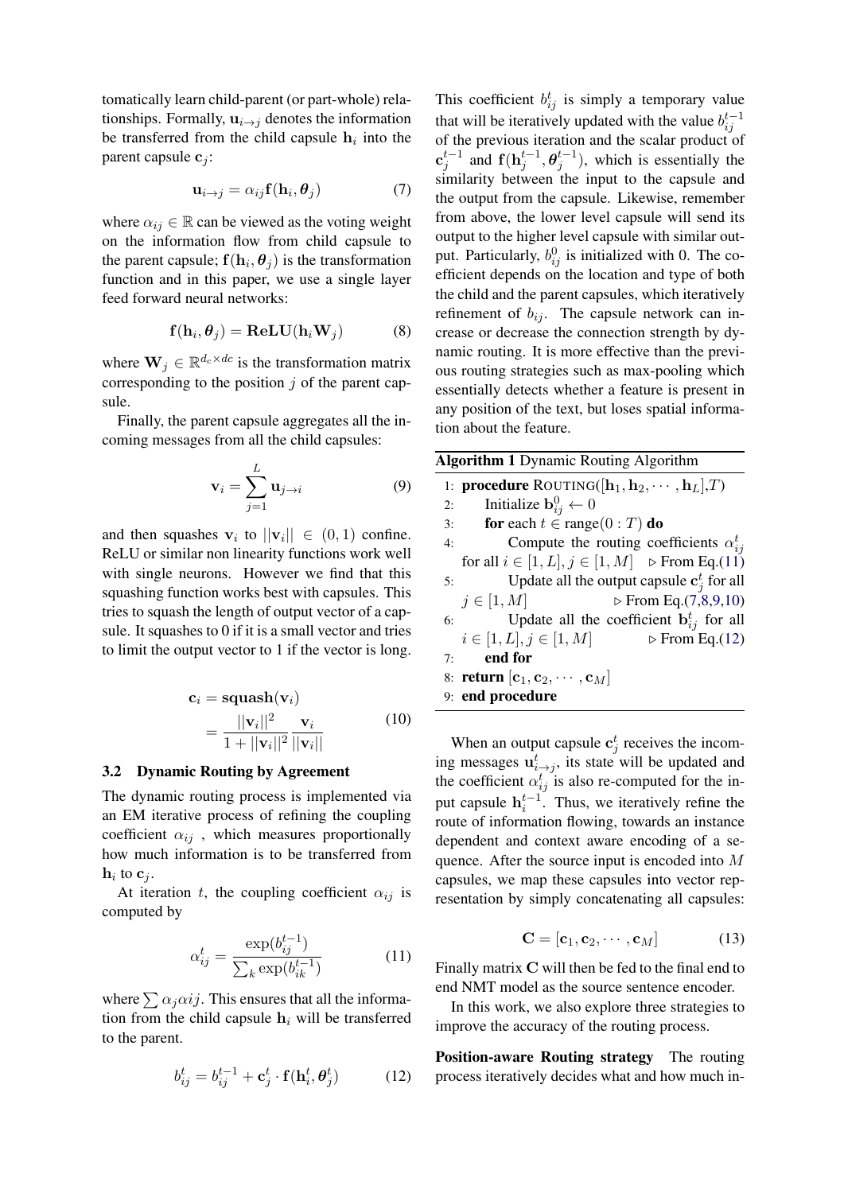tomatically learn child-parent (or part-whole) relationships. Formally, $\mathbf{u}_{i \to j}$ denotes the information be transferred from the child capsule $\mathbf{h}_i$ into the parent capsule $\mathbf{c}_j$:

$$\mathbf{u}_{i \to j} = \alpha_{ij} \mathbf{f}(\mathbf{h}_i, \boldsymbol{\theta}_j) \tag{7}$$

where $\alpha_{ij} \in \mathbb{R}$ can be viewed as the voting weight on the information flow from child capsule to the parent capsule; $\mathbf{f}(\mathbf{h}_i, \boldsymbol{\theta}_j)$ is the transformation function and in this paper, we use a single layer feed forward neural networks:

$$\mathbf{f}(\mathbf{h}_i, \boldsymbol{\theta}_j) = \mathbf{ReLU}(\mathbf{h}_i \mathbf{W}_j) \tag{8}$$

where $\mathbf{W}_j \in \mathbb{R}^{d_c \times dc}$ is the transformation matrix corresponding to the position $j$ of the parent capsule.

Finally, the parent capsule aggregates all the incoming messages from all the child capsules:

$$\mathbf{v}_i = \sum_{j=1}^{L} \mathbf{u}_{j \to i} \tag{9}$$

and then squashes $\mathbf{v}_i$ to $||\mathbf{v}_i|| \in (0, 1)$ confine. ReLU or similar non linearity functions work well with single neurons. However we find that this squashing function works best with capsules. This tries to squash the length of output vector of a capsule. It squashes to 0 if it is a small vector and tries to limit the output vector to 1 if the vector is long.

$$\begin{aligned} \mathbf{c}_i &= \mathbf{squash}(\mathbf{v}_i) \\ &= \frac{||\mathbf{v}_i||^2}{1 + ||\mathbf{v}_i||^2} \frac{\mathbf{v}_i}{||\mathbf{v}_i||} \end{aligned} \tag{10}$$

### 3.2 Dynamic Routing by Agreement

The dynamic routing process is implemented via an EM iterative process of refining the coupling coefficient $\alpha_{ij}$ , which measures proportionally how much information is to be transferred from $\mathbf{h}_i$ to $\mathbf{c}_j$.

At iteration $t$, the coupling coefficient $\alpha_{ij}$ is computed by

$$\alpha_{ij}^t = \frac{\exp(b_{ij}^{t-1})}{\sum_k \exp(b_{ik}^{t-1})} \tag{11}$$

where $\sum \alpha_j \alpha ij$. This ensures that all the information from the child capsule $\mathbf{h}_i$ will be transferred to the parent.

$$b_{ij}^t = b_{ij}^{t-1} + \mathbf{c}_j^t \cdot \mathbf{f}(\mathbf{h}_i^t, \boldsymbol{\theta}_j^t) \tag{12}$$

This coefficient $b_{ij}^t$ is simply a temporary value that will be iteratively updated with the value $b_{ij}^{t-1}$ of the previous iteration and the scalar product of $\mathbf{c}_j^{t-1}$ and $\mathbf{f}(\mathbf{h}_j^{t-1}, \boldsymbol{\theta}_j^{t-1})$, which is essentially the similarity between the input to the capsule and the output from the capsule. Likewise, remember from above, the lower level capsule will send its output to the higher level capsule with similar output. Particularly, $b_{ij}^0$ is initialized with 0. The coefficient depends on the location and type of both the child and the parent capsules, which iteratively refinement of $b_{ij}$. The capsule network can increase or decrease the connection strength by dynamic routing. It is more effective than the previous routing strategies such as max-pooling which essentially detects whether a feature is present in any position of the text, but loses spatial information about the feature.

**Algorithm 1** Dynamic Routing Algorithm

```
1: procedure ROUTING([h_1, h_2, ..., h_L], T)
2:     Initialize b_ij^0 ← 0
3:     for each t ∈ range(0 : T) do
4:         Compute the routing coefficients α_ij^t
           for all i ∈ [1, L], j ∈ [1, M]      ▷ From Eq.(11)
5:         Update all the output capsule c_j^t for all
           j ∈ [1, M]                          ▷ From Eq.(7,8,9,10)
6:         Update all the coefficient b_ij^t for all
           i ∈ [1, L], j ∈ [1, M]              ▷ From Eq.(12)
7:     end for
8: return [c_1, c_2, ..., c_M]
9: end procedure
```

When an output capsule $\mathbf{c}_j^t$ receives the incoming messages $\mathbf{u}_{i \to j}^t$, its state will be updated and the coefficient $\alpha_{ij}^t$ is also re-computed for the input capsule $\mathbf{h}_i^{t-1}$. Thus, we iteratively refine the route of information flowing, towards an instance dependent and context aware encoding of a sequence. After the source input is encoded into $M$ capsules, we map these capsules into vector representation by simply concatenating all capsules:

$$\mathbf{C} = [\mathbf{c}_1, \mathbf{c}_2, \cdots, \mathbf{c}_M] \tag{13}$$

Finally matrix $\mathbf{C}$ will then be fed to the final end to end NMT model as the source sentence encoder.

In this work, we also explore three strategies to improve the accuracy of the routing process.

**Position-aware Routing strategy** The routing process iteratively decides what and how much in-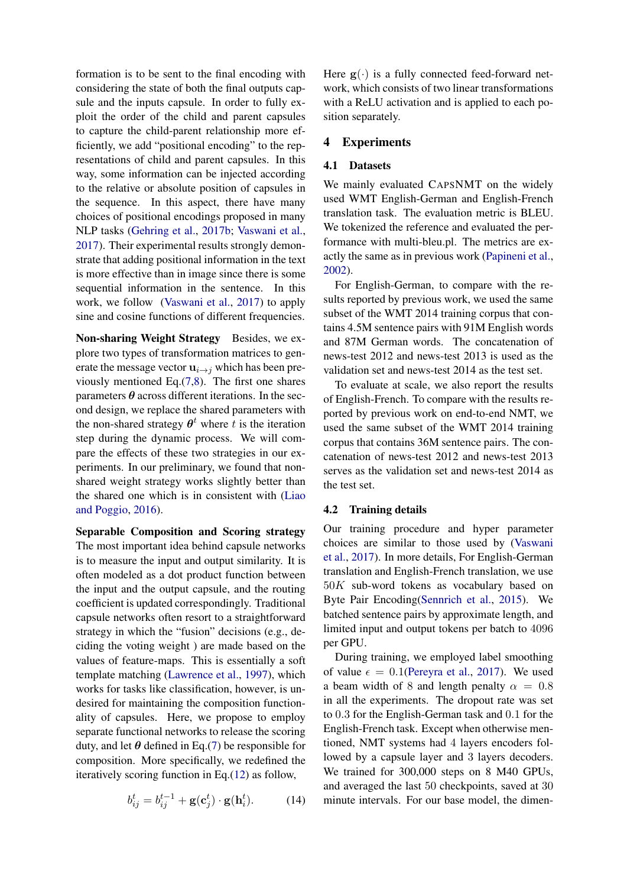formation is to be sent to the final encoding with considering the state of both the final outputs capsule and the inputs capsule. In order to fully exploit the order of the child and parent capsules to capture the child-parent relationship more efficiently, we add "positional encoding" to the representations of child and parent capsules. In this way, some information can be injected according to the relative or absolute position of capsules in the sequence. In this aspect, there have many choices of positional encodings proposed in many NLP tasks (Gehring et al., 2017b; Vaswani et al., 2017). Their experimental results strongly demonstrate that adding positional information in the text is more effective than in image since there is some sequential information in the sentence. In this work, we follow (Vaswani et al., 2017) to apply sine and cosine functions of different frequencies.

**Non-sharing Weight Strategy** Besides, we explore two types of transformation matrices to generate the message vector $\mathbf{u}_{i \to j}$ which has been previously mentioned Eq.(7,8). The first one shares parameters $\boldsymbol{\theta}$ across different iterations. In the second design, we replace the shared parameters with the non-shared strategy $\boldsymbol{\theta}^t$ where $t$ is the iteration step during the dynamic process. We will compare the effects of these two strategies in our experiments. In our preliminary, we found that non-shared weight strategy works slightly better than the shared one which is in consistent with (Liao and Poggio, 2016).

**Separable Composition and Scoring strategy** The most important idea behind capsule networks is to measure the input and output similarity. It is often modeled as a dot product function between the input and the output capsule, and the routing coefficient is updated correspondingly. Traditional capsule networks often resort to a straightforward strategy in which the "fusion" decisions (e.g., deciding the voting weight ) are made based on the values of feature-maps. This is essentially a soft template matching (Lawrence et al., 1997), which works for tasks like classification, however, is undesired for maintaining the composition functionality of capsules. Here, we propose to employ separate functional networks to release the scoring duty, and let $\boldsymbol{\theta}$ defined in Eq.(7) be responsible for composition. More specifically, we redefined the iteratively scoring function in Eq.(12) as follow,

$$b_{ij}^t = b_{ij}^{t-1} + \mathbf{g}(\mathbf{c}_j^t) \cdot \mathbf{g}(\mathbf{h}_i^t). \tag{14}$$

Here $\mathbf{g}(\cdot)$ is a fully connected feed-forward network, which consists of two linear transformations with a ReLU activation and is applied to each position separately.

## 4 Experiments

### 4.1 Datasets

We mainly evaluated CapsNMT on the widely used WMT English-German and English-French translation task. The evaluation metric is BLEU. We tokenized the reference and evaluated the performance with multi-bleu.pl. The metrics are exactly the same as in previous work (Papineni et al., 2002).

For English-German, to compare with the results reported by previous work, we used the same subset of the WMT 2014 training corpus that contains 4.5M sentence pairs with 91M English words and 87M German words. The concatenation of news-test 2012 and news-test 2013 is used as the validation set and news-test 2014 as the test set.

To evaluate at scale, we also report the results of English-French. To compare with the results reported by previous work on end-to-end NMT, we used the same subset of the WMT 2014 training corpus that contains 36M sentence pairs. The concatenation of news-test 2012 and news-test 2013 serves as the validation set and news-test 2014 as the test set.

### 4.2 Training details

Our training procedure and hyper parameter choices are similar to those used by (Vaswani et al., 2017). In more details, For English-German translation and English-French translation, we use $50K$ sub-word tokens as vocabulary based on Byte Pair Encoding(Sennrich et al., 2015). We batched sentence pairs by approximate length, and limited input and output tokens per batch to $4096$ per GPU.

During training, we employed label smoothing of value $\epsilon = 0.1$(Pereyra et al., 2017). We used a beam width of $8$ and length penalty $\alpha = 0.8$ in all the experiments. The dropout rate was set to $0.3$ for the English-German task and $0.1$ for the English-French task. Except when otherwise mentioned, NMT systems had $4$ layers encoders followed by a capsule layer and $3$ layers decoders. We trained for 300,000 steps on 8 M40 GPUs, and averaged the last $50$ checkpoints, saved at $30$ minute intervals. For our base model, the dimen-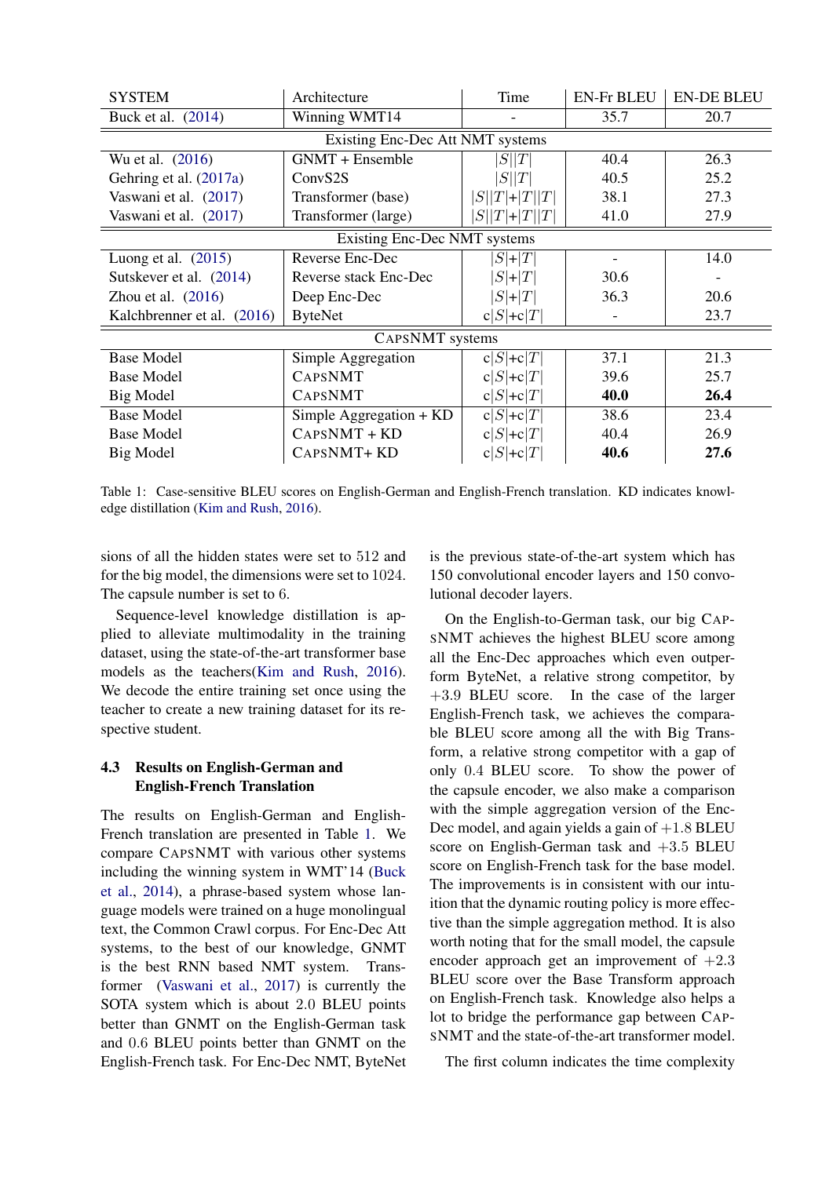| SYSTEM | Architecture | Time | EN-Fr BLEU | EN-DE BLEU |
|---|---|---|---|---|
| Buck et al. (2014) | Winning WMT14 | - | 35.7 | 20.7 |
| Existing Enc-Dec Att NMT systems | | | | |
| Wu et al. (2016) | GNMT + Ensemble | $\|S\|\|T\|$ | 40.4 | 26.3 |
| Gehring et al. (2017a) | ConvS2S | $\|S\|\|T\|$ | 40.5 | 25.2 |
| Vaswani et al. (2017) | Transformer (base) | $\|S\|\|T\|+\|T\|\|T\|$ | 38.1 | 27.3 |
| Vaswani et al. (2017) | Transformer (large) | $\|S\|\|T\|+\|T\|\|T\|$ | 41.0 | 27.9 |
| Existing Enc-Dec NMT systems | | | | |
| Luong et al. (2015) | Reverse Enc-Dec | $\|S\|+\|T\|$ | - | 14.0 |
| Sutskever et al. (2014) | Reverse stack Enc-Dec | $\|S\|+\|T\|$ | 30.6 | - |
| Zhou et al. (2016) | Deep Enc-Dec | $\|S\|+\|T\|$ | 36.3 | 20.6 |
| Kalchbrenner et al. (2016) | ByteNet | c$\|S\|$+c$\|T\|$ | - | 23.7 |
| CAPSNMT systems | | | | |
| Base Model | Simple Aggregation | c$\|S\|$+c$\|T\|$ | 37.1 | 21.3 |
| Base Model | CAPSNMT | c$\|S\|$+c$\|T\|$ | 39.6 | 25.7 |
| Big Model | CAPSNMT | c$\|S\|$+c$\|T\|$ | **40.0** | **26.4** |
| Base Model | Simple Aggregation + KD | c$\|S\|$+c$\|T\|$ | 38.6 | 23.4 |
| Base Model | CAPSNMT + KD | c$\|S\|$+c$\|T\|$ | 40.4 | 26.9 |
| Big Model | CAPSNMT+ KD | c$\|S\|$+c$\|T\|$ | **40.6** | **27.6** |

Table 1: Case-sensitive BLEU scores on English-German and English-French translation. KD indicates knowledge distillation (Kim and Rush, 2016).

sions of all the hidden states were set to 512 and for the big model, the dimensions were set to 1024. The capsule number is set to 6.

Sequence-level knowledge distillation is applied to alleviate multimodality in the training dataset, using the state-of-the-art transformer base models as the teachers(Kim and Rush, 2016). We decode the entire training set once using the teacher to create a new training dataset for its respective student.

### 4.3 Results on English-German and English-French Translation

The results on English-German and English-French translation are presented in Table 1. We compare CAPSNMT with various other systems including the winning system in WMT'14 (Buck et al., 2014), a phrase-based system whose language models were trained on a huge monolingual text, the Common Crawl corpus. For Enc-Dec Att systems, to the best of our knowledge, GNMT is the best RNN based NMT system. Transformer (Vaswani et al., 2017) is currently the SOTA system which is about 2.0 BLEU points better than GNMT on the English-German task and 0.6 BLEU points better than GNMT on the English-French task. For Enc-Dec NMT, ByteNet is the previous state-of-the-art system which has 150 convolutional encoder layers and 150 convolutional decoder layers.

On the English-to-German task, our big CAPSNMT achieves the highest BLEU score among all the Enc-Dec approaches which even outperform ByteNet, a relative strong competitor, by +3.9 BLEU score. In the case of the larger English-French task, we achieves the comparable BLEU score among all the with Big Transform, a relative strong competitor with a gap of only 0.4 BLEU score. To show the power of the capsule encoder, we also make a comparison with the simple aggregation version of the Enc-Dec model, and again yields a gain of +1.8 BLEU score on English-German task and +3.5 BLEU score on English-French task for the base model. The improvements is in consistent with our intuition that the dynamic routing policy is more effective than the simple aggregation method. It is also worth noting that for the small model, the capsule encoder approach get an improvement of +2.3 BLEU score over the Base Transform approach on English-French task. Knowledge also helps a lot to bridge the performance gap between CAPSNMT and the state-of-the-art transformer model.

The first column indicates the time complexity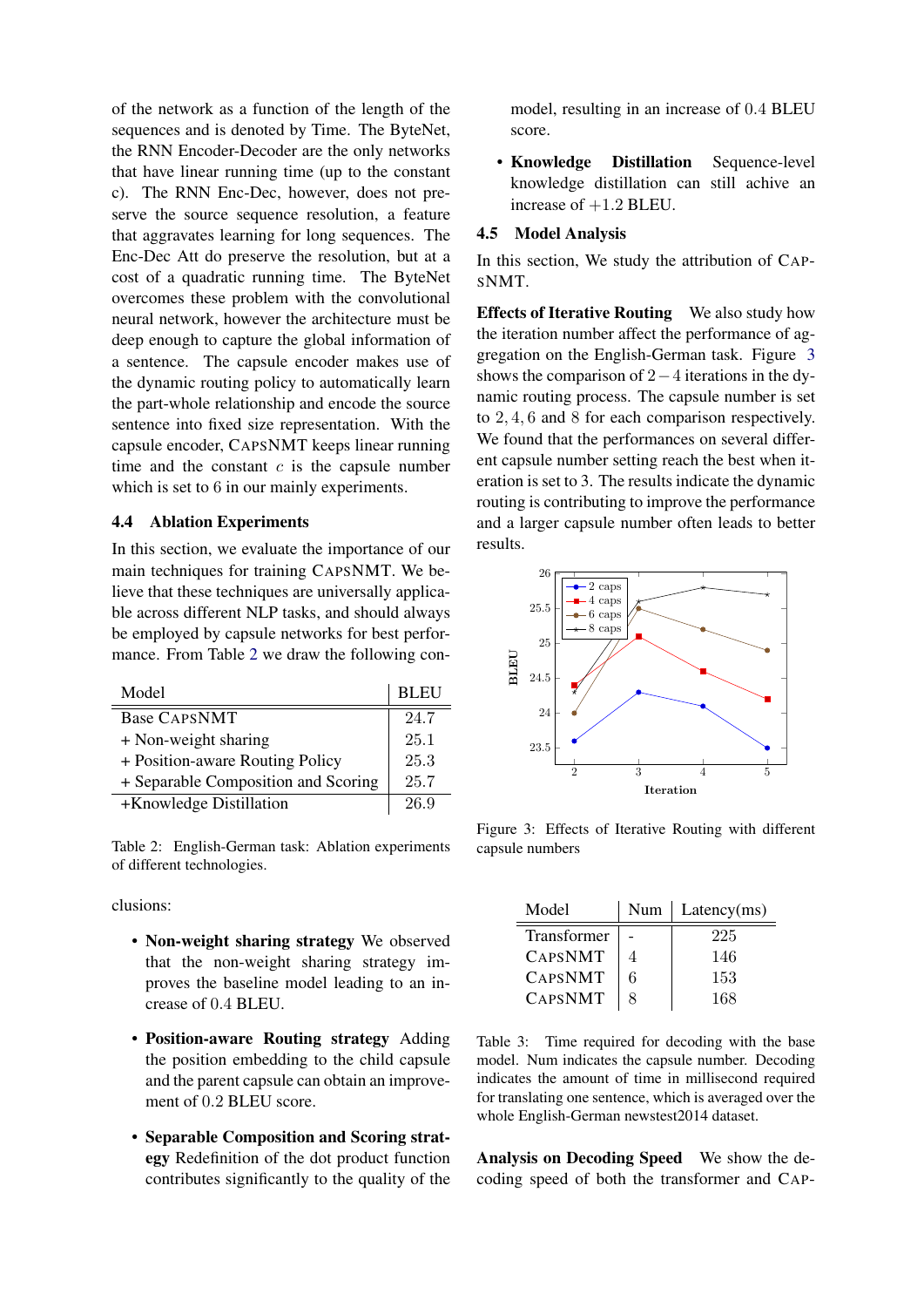of the network as a function of the length of the sequences and is denoted by Time. The ByteNet, the RNN Encoder-Decoder are the only networks that have linear running time (up to the constant c). The RNN Enc-Dec, however, does not preserve the source sequence resolution, a feature that aggravates learning for long sequences. The Enc-Dec Att do preserve the resolution, but at a cost of a quadratic running time. The ByteNet overcomes these problem with the convolutional neural network, however the architecture must be deep enough to capture the global information of a sentence. The capsule encoder makes use of the dynamic routing policy to automatically learn the part-whole relationship and encode the source sentence into fixed size representation. With the capsule encoder, CapsNMT keeps linear running time and the constant $c$ is the capsule number which is set to 6 in our mainly experiments.

### 4.4 Ablation Experiments

In this section, we evaluate the importance of our main techniques for training CapsNMT. We believe that these techniques are universally applicable across different NLP tasks, and should always be employed by capsule networks for best performance. From Table 2 we draw the following conclusions:

| Model | BLEU |
|---|---|
| Base CapsNMT | 24.7 |
| + Non-weight sharing | 25.1 |
| + Position-aware Routing Policy | 25.3 |
| + Separable Composition and Scoring | 25.7 |
| +Knowledge Distillation | 26.9 |

Table 2: English-German task: Ablation experiments of different technologies.

- **Non-weight sharing strategy** We observed that the non-weight sharing strategy improves the baseline model leading to an increase of 0.4 BLEU.
- **Position-aware Routing strategy** Adding the position embedding to the child capsule and the parent capsule can obtain an improvement of 0.2 BLEU score.
- **Separable Composition and Scoring strategy** Redefinition of the dot product function contributes significantly to the quality of the model, resulting in an increase of 0.4 BLEU score.
- **Knowledge Distillation** Sequence-level knowledge distillation can still achive an increase of +1.2 BLEU.

### 4.5 Model Analysis

In this section, We study the attribution of CapsNMT.

**Effects of Iterative Routing** We also study how the iteration number affect the performance of aggregation on the English-German task. Figure 3 shows the comparison of $2-4$ iterations in the dynamic routing process. The capsule number is set to $2, 4, 6$ and $8$ for each comparison respectively. We found that the performances on several different capsule number setting reach the best when iteration is set to 3. The results indicate the dynamic routing is contributing to improve the performance and a larger capsule number often leads to better results.

Figure 3: Effects of Iterative Routing with different capsule numbers

| Model | Num | Latency(ms) |
|---|---|---|
| Transformer | - | 225 |
| CapsNMT | 4 | 146 |
| CapsNMT | 6 | 153 |
| CapsNMT | 8 | 168 |

Table 3: Time required for decoding with the base model. Num indicates the capsule number. Decoding indicates the amount of time in millisecond required for translating one sentence, which is averaged over the whole English-German newstest2014 dataset.

**Analysis on Decoding Speed** We show the decoding speed of both the transformer and Cap-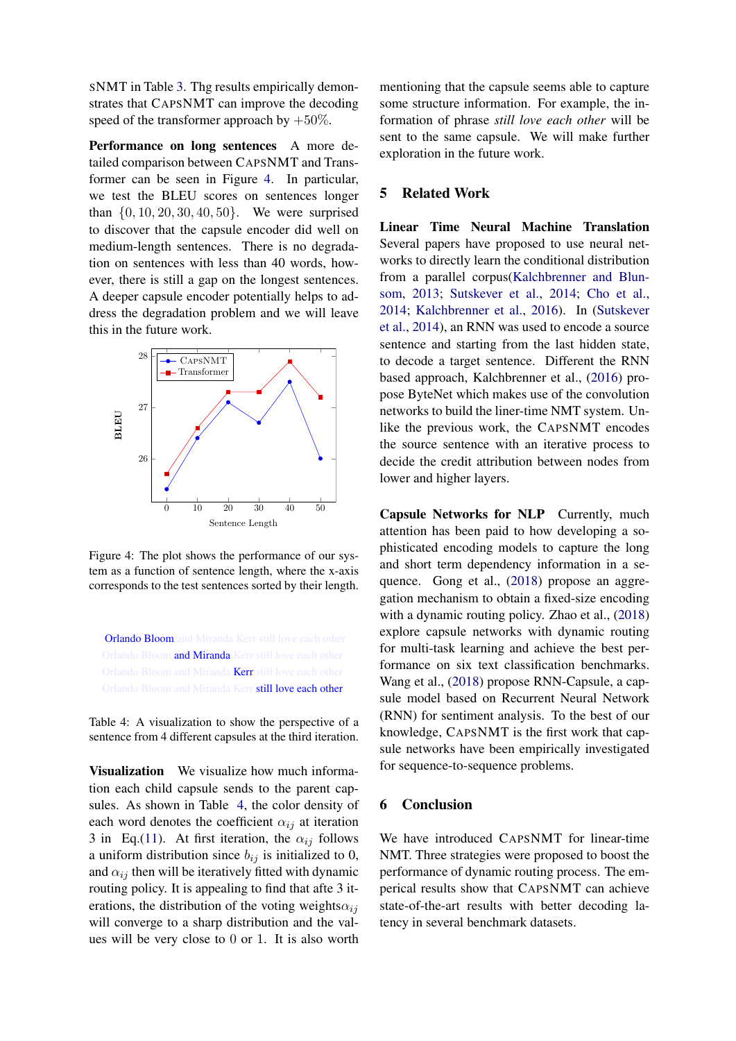SNMT in Table 3. Thg results empirically demonstrates that CAPSNMT can improve the decoding speed of the transformer approach by $+50\%$.

**Performance on long sentences** A more detailed comparison between CAPSNMT and Transformer can be seen in Figure 4. In particular, we test the BLEU scores on sentences longer than $\{0, 10, 20, 30, 40, 50\}$. We were surprised to discover that the capsule encoder did well on medium-length sentences. There is no degradation on sentences with less than 40 words, however, there is still a gap on the longest sentences. A deeper capsule encoder potentially helps to address the degradation problem and we will leave this in the future work.

Figure 4: The plot shows the performance of our system as a function of sentence length, where the x-axis corresponds to the test sentences sorted by their length.

| |
|---|
| Orlando Bloom and Miranda Kerr still love each other |
| Orlando Bloom and Miranda Kerr still love each other |
| Orlando Bloom and Miranda Kerr still love each other |
| Orlando Bloom and Miranda Kerr still love each other |

Table 4: A visualization to show the perspective of a sentence from 4 different capsules at the third iteration.

**Visualization** We visualize how much information each child capsule sends to the parent capsules. As shown in Table 4, the color density of each word denotes the coefficient $\alpha_{ij}$ at iteration 3 in Eq.(11). At first iteration, the $\alpha_{ij}$ follows a uniform distribution since $b_{ij}$ is initialized to 0, and $\alpha_{ij}$ then will be iteratively fitted with dynamic routing policy. It is appealing to find that afte 3 iterations, the distribution of the voting weights$\alpha_{ij}$ will converge to a sharp distribution and the values will be very close to 0 or 1. It is also worth mentioning that the capsule seems able to capture some structure information. For example, the information of phrase *still love each other* will be sent to the same capsule. We will make further exploration in the future work.

## 5 Related Work

**Linear Time Neural Machine Translation** Several papers have proposed to use neural networks to directly learn the conditional distribution from a parallel corpus(Kalchbrenner and Blunsom, 2013; Sutskever et al., 2014; Cho et al., 2014; Kalchbrenner et al., 2016). In (Sutskever et al., 2014), an RNN was used to encode a source sentence and starting from the last hidden state, to decode a target sentence. Different the RNN based approach, Kalchbrenner et al., (2016) propose ByteNet which makes use of the convolution networks to build the liner-time NMT system. Unlike the previous work, the CAPSNMT encodes the source sentence with an iterative process to decide the credit attribution between nodes from lower and higher layers.

**Capsule Networks for NLP** Currently, much attention has been paid to how developing a sophisticated encoding models to capture the long and short term dependency information in a sequence. Gong et al., (2018) propose an aggregation mechanism to obtain a fixed-size encoding with a dynamic routing policy. Zhao et al., (2018) explore capsule networks with dynamic routing for multi-task learning and achieve the best performance on six text classification benchmarks. Wang et al., (2018) propose RNN-Capsule, a capsule model based on Recurrent Neural Network (RNN) for sentiment analysis. To the best of our knowledge, CAPSNMT is the first work that capsule networks have been empirically investigated for sequence-to-sequence problems.

## 6 Conclusion

We have introduced CAPSNMT for linear-time NMT. Three strategies were proposed to boost the performance of dynamic routing process. The emperical results show that CAPSNMT can achieve state-of-the-art results with better decoding latency in several benchmark datasets.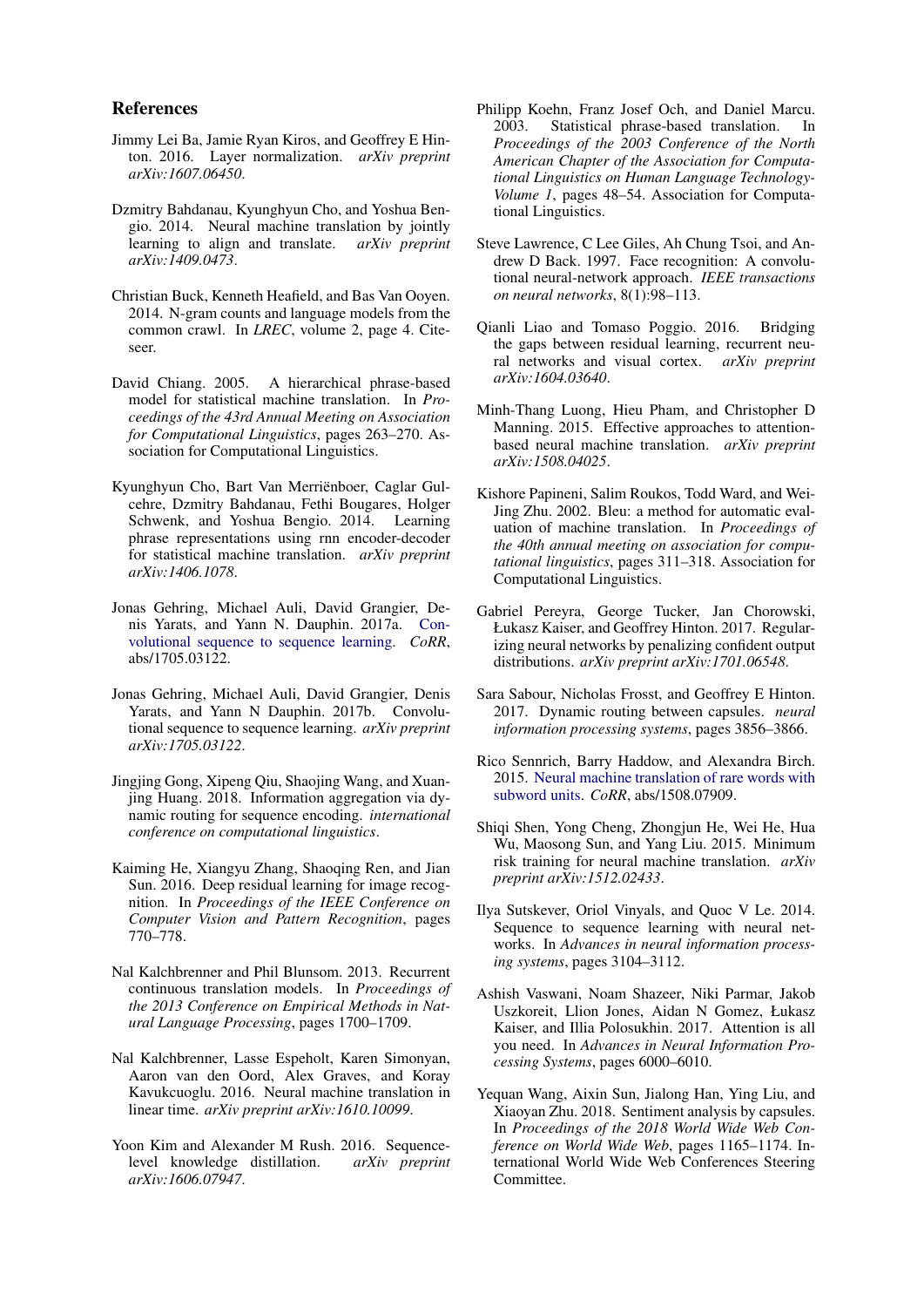## References

Jimmy Lei Ba, Jamie Ryan Kiros, and Geoffrey E Hinton. 2016. Layer normalization. *arXiv preprint arXiv:1607.06450*.

Dzmitry Bahdanau, Kyunghyun Cho, and Yoshua Bengio. 2014. Neural machine translation by jointly learning to align and translate. *arXiv preprint arXiv:1409.0473*.

Christian Buck, Kenneth Heafield, and Bas Van Ooyen. 2014. N-gram counts and language models from the common crawl. In *LREC*, volume 2, page 4. Citeseer.

David Chiang. 2005. A hierarchical phrase-based model for statistical machine translation. In *Proceedings of the 43rd Annual Meeting on Association for Computational Linguistics*, pages 263–270. Association for Computational Linguistics.

Kyunghyun Cho, Bart Van Merriënboer, Caglar Gulcehre, Dzmitry Bahdanau, Fethi Bougares, Holger Schwenk, and Yoshua Bengio. 2014. Learning phrase representations using rnn encoder-decoder for statistical machine translation. *arXiv preprint arXiv:1406.1078*.

Jonas Gehring, Michael Auli, David Grangier, Denis Yarats, and Yann N. Dauphin. 2017a. Convolutional sequence to sequence learning. *CoRR*, abs/1705.03122.

Jonas Gehring, Michael Auli, David Grangier, Denis Yarats, and Yann N Dauphin. 2017b. Convolutional sequence to sequence learning. *arXiv preprint arXiv:1705.03122*.

Jingjing Gong, Xipeng Qiu, Shaojing Wang, and Xuanjing Huang. 2018. Information aggregation via dynamic routing for sequence encoding. *international conference on computational linguistics*.

Kaiming He, Xiangyu Zhang, Shaoqing Ren, and Jian Sun. 2016. Deep residual learning for image recognition. In *Proceedings of the IEEE Conference on Computer Vision and Pattern Recognition*, pages 770–778.

Nal Kalchbrenner and Phil Blunsom. 2013. Recurrent continuous translation models. In *Proceedings of the 2013 Conference on Empirical Methods in Natural Language Processing*, pages 1700–1709.

Nal Kalchbrenner, Lasse Espeholt, Karen Simonyan, Aaron van den Oord, Alex Graves, and Koray Kavukcuoglu. 2016. Neural machine translation in linear time. *arXiv preprint arXiv:1610.10099*.

Yoon Kim and Alexander M Rush. 2016. Sequence-level knowledge distillation. *arXiv preprint arXiv:1606.07947*.

Philipp Koehn, Franz Josef Och, and Daniel Marcu. 2003. Statistical phrase-based translation. In *Proceedings of the 2003 Conference of the North American Chapter of the Association for Computational Linguistics on Human Language Technology-Volume 1*, pages 48–54. Association for Computational Linguistics.

Steve Lawrence, C Lee Giles, Ah Chung Tsoi, and Andrew D Back. 1997. Face recognition: A convolutional neural-network approach. *IEEE transactions on neural networks*, 8(1):98–113.

Qianli Liao and Tomaso Poggio. 2016. Bridging the gaps between residual learning, recurrent neural networks and visual cortex. *arXiv preprint arXiv:1604.03640*.

Minh-Thang Luong, Hieu Pham, and Christopher D Manning. 2015. Effective approaches to attention-based neural machine translation. *arXiv preprint arXiv:1508.04025*.

Kishore Papineni, Salim Roukos, Todd Ward, and Wei-Jing Zhu. 2002. Bleu: a method for automatic evaluation of machine translation. In *Proceedings of the 40th annual meeting on association for computational linguistics*, pages 311–318. Association for Computational Linguistics.

Gabriel Pereyra, George Tucker, Jan Chorowski, Łukasz Kaiser, and Geoffrey Hinton. 2017. Regularizing neural networks by penalizing confident output distributions. *arXiv preprint arXiv:1701.06548*.

Sara Sabour, Nicholas Frosst, and Geoffrey E Hinton. 2017. Dynamic routing between capsules. *neural information processing systems*, pages 3856–3866.

Rico Sennrich, Barry Haddow, and Alexandra Birch. 2015. Neural machine translation of rare words with subword units. *CoRR*, abs/1508.07909.

Shiqi Shen, Yong Cheng, Zhongjun He, Wei He, Hua Wu, Maosong Sun, and Yang Liu. 2015. Minimum risk training for neural machine translation. *arXiv preprint arXiv:1512.02433*.

Ilya Sutskever, Oriol Vinyals, and Quoc V Le. 2014. Sequence to sequence learning with neural networks. In *Advances in neural information processing systems*, pages 3104–3112.

Ashish Vaswani, Noam Shazeer, Niki Parmar, Jakob Uszkoreit, Llion Jones, Aidan N Gomez, Łukasz Kaiser, and Illia Polosukhin. 2017. Attention is all you need. In *Advances in Neural Information Processing Systems*, pages 6000–6010.

Yequan Wang, Aixin Sun, Jialong Han, Ying Liu, and Xiaoyan Zhu. 2018. Sentiment analysis by capsules. In *Proceedings of the 2018 World Wide Web Conference on World Wide Web*, pages 1165–1174. International World Wide Web Conferences Steering Committee.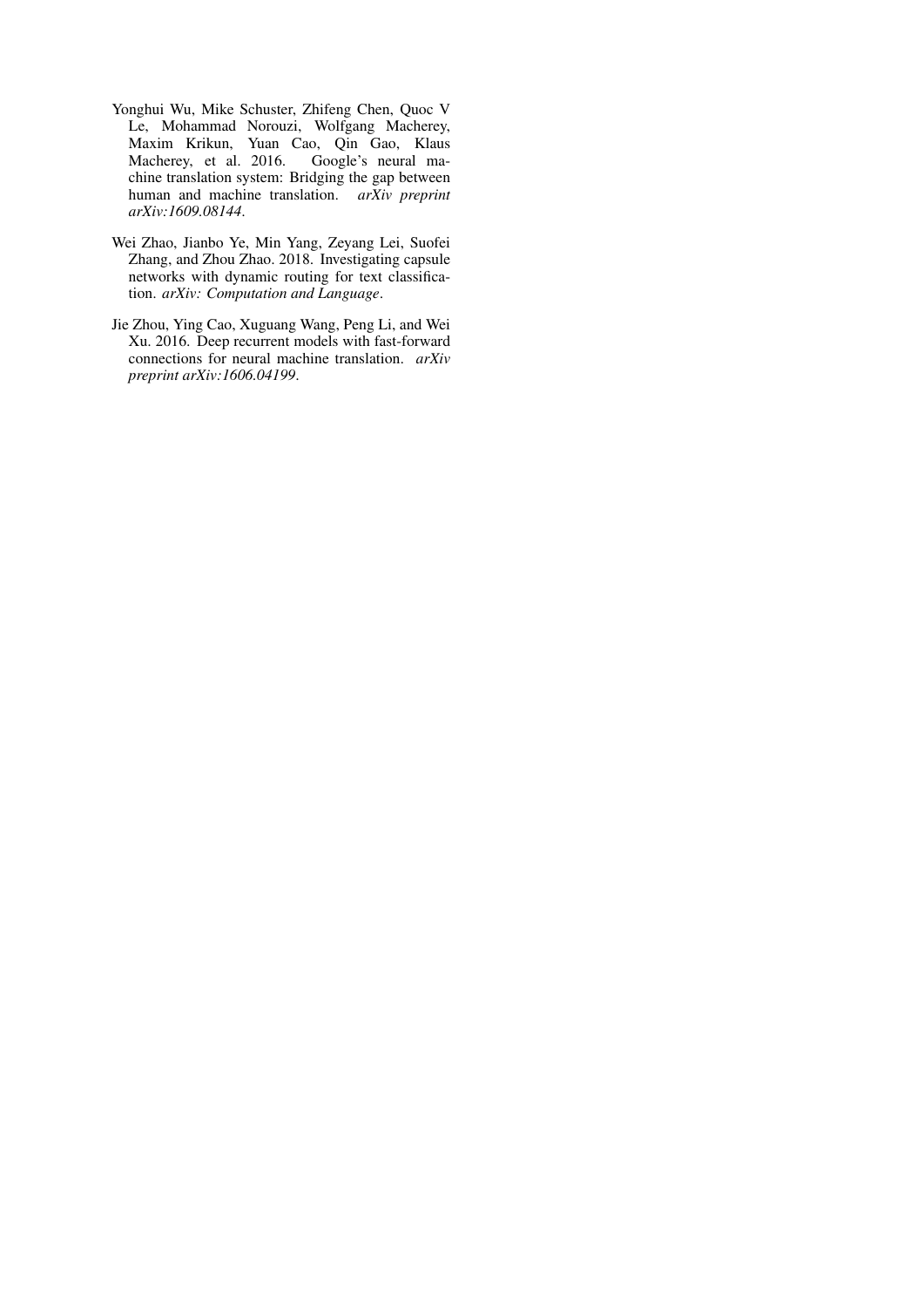Yonghui Wu, Mike Schuster, Zhifeng Chen, Quoc V Le, Mohammad Norouzi, Wolfgang Macherey, Maxim Krikun, Yuan Cao, Qin Gao, Klaus Macherey, et al. 2016. Google's neural machine translation system: Bridging the gap between human and machine translation. *arXiv preprint arXiv:1609.08144*.

Wei Zhao, Jianbo Ye, Min Yang, Zeyang Lei, Suofei Zhang, and Zhou Zhao. 2018. Investigating capsule networks with dynamic routing for text classification. *arXiv: Computation and Language*.

Jie Zhou, Ying Cao, Xuguang Wang, Peng Li, and Wei Xu. 2016. Deep recurrent models with fast-forward connections for neural machine translation. *arXiv preprint arXiv:1606.04199*.